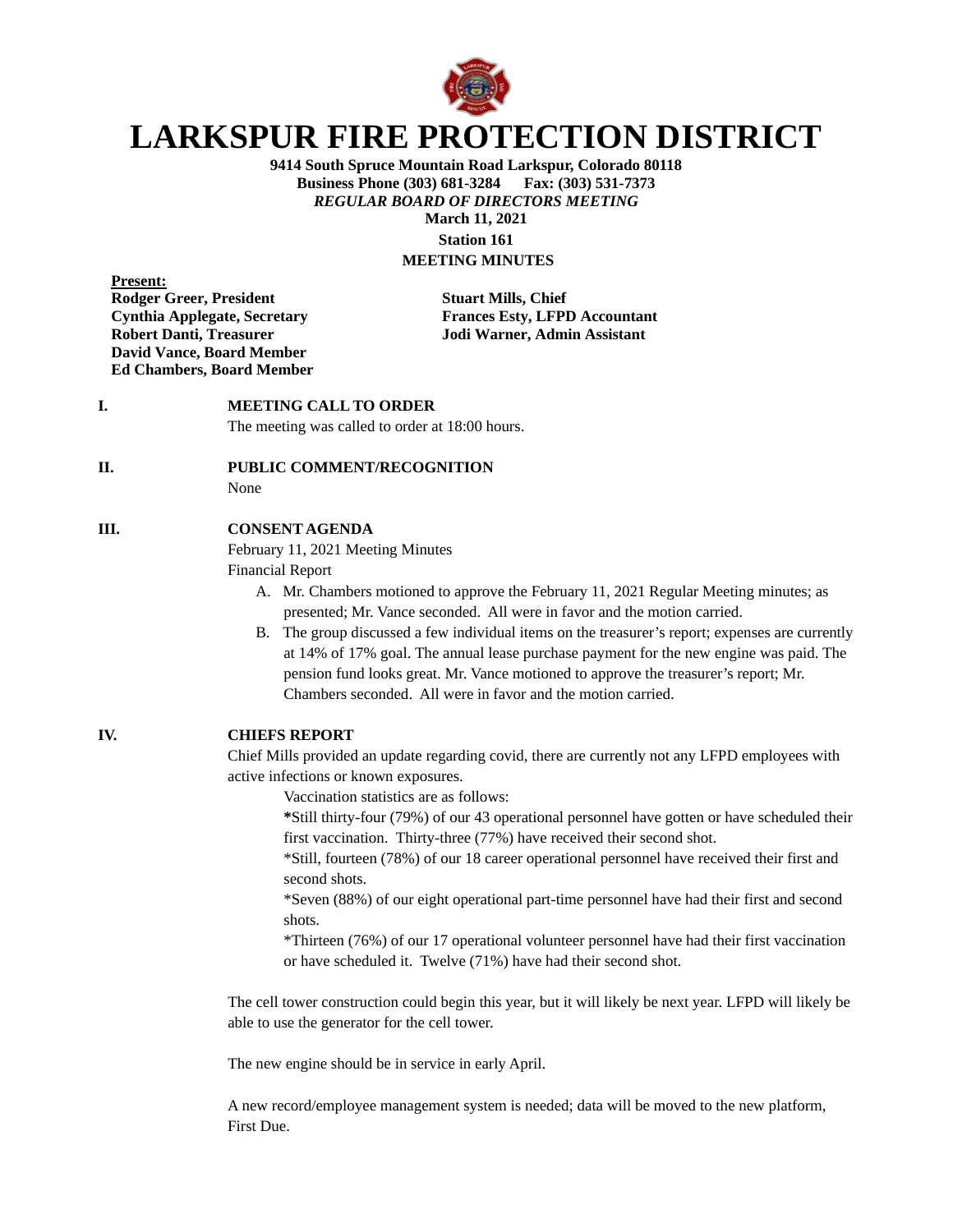# LARKSPUR FIRE PROTECTION DISTRICT

**9414 South Spruce Mountain Road Larkspur, Colorado 80118**
**Business Phone (303) 681-3284 Fax: (303) 531-7373**
***REGULAR BOARD OF DIRECTORS MEETING***
**March 11, 2021**
**Station 161**
**MEETING MINUTES**

**Present:**
**Rodger Greer, President**
**Cynthia Applegate, Secretary**
**Robert Danti, Treasurer**
**David Vance, Board Member**
**Ed Chambers, Board Member**
**Stuart Mills, Chief**
**Frances Esty, LFPD Accountant**
**Jodi Warner, Admin Assistant**

**I. MEETING CALL TO ORDER**

The meeting was called to order at 18:00 hours.

**II. PUBLIC COMMENT/RECOGNITION**

None

**III. CONSENT AGENDA**

February 11, 2021 Meeting Minutes
Financial Report

A. Mr. Chambers motioned to approve the February 11, 2021 Regular Meeting minutes; as presented; Mr. Vance seconded. All were in favor and the motion carried.
B. The group discussed a few individual items on the treasurer's report; expenses are currently at 14% of 17% goal. The annual lease purchase payment for the new engine was paid. The pension fund looks great. Mr. Vance motioned to approve the treasurer's report; Mr. Chambers seconded. All were in favor and the motion carried.

**IV. CHIEFS REPORT**

Chief Mills provided an update regarding covid, there are currently not any LFPD employees with active infections or known exposures.

Vaccination statistics are as follows:

**\***Still thirty-four (79%) of our 43 operational personnel have gotten or have scheduled their first vaccination. Thirty-three (77%) have received their second shot.
*Still, fourteen (78%) of our 18 career operational personnel have received their first and second shots.
*Seven (88%) of our eight operational part-time personnel have had their first and second shots.
*Thirteen (76%) of our 17 operational volunteer personnel have had their first vaccination or have scheduled it. Twelve (71%) have had their second shot.

The cell tower construction could begin this year, but it will likely be next year. LFPD will likely be able to use the generator for the cell tower.

The new engine should be in service in early April.

A new record/employee management system is needed; data will be moved to the new platform, First Due.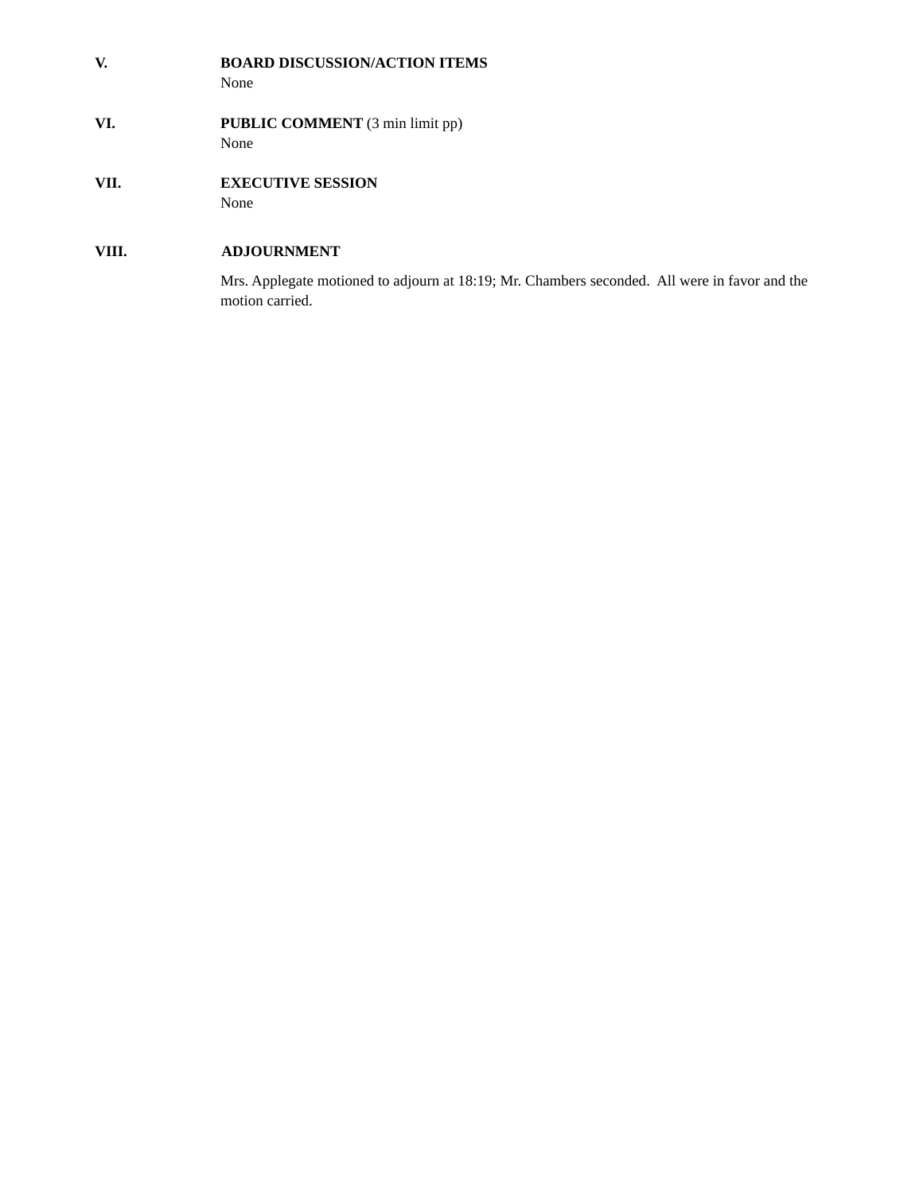**V. BOARD DISCUSSION/ACTION ITEMS**

None

**VI. PUBLIC COMMENT** (3 min limit pp)

None

**VII. EXECUTIVE SESSION**

None

**VIII. ADJOURNMENT**

Mrs. Applegate motioned to adjourn at 18:19; Mr. Chambers seconded. All were in favor and the motion carried.